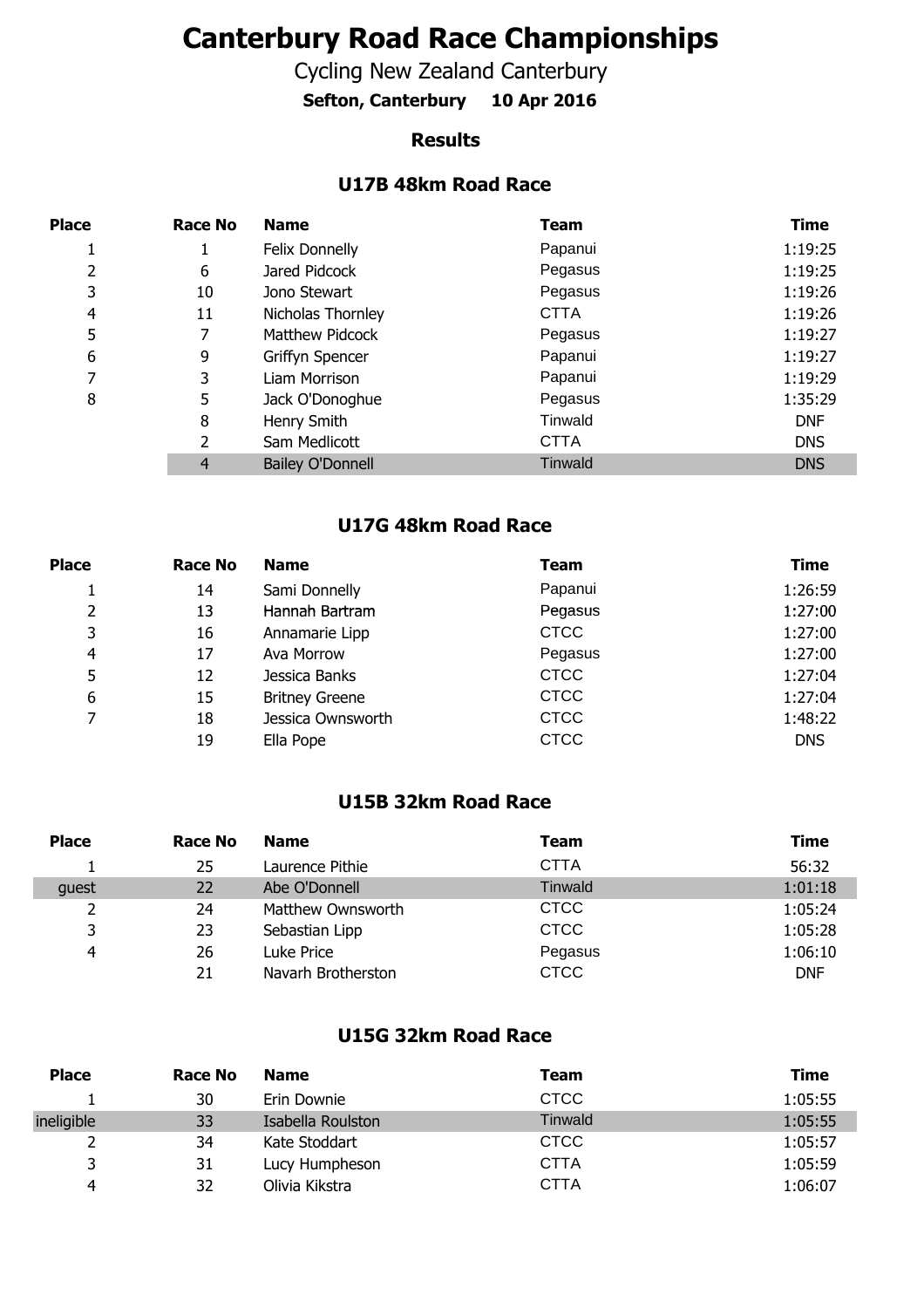# Canterbury Road Race Championships

Cycling New Zealand Canterbury

**Sefton, Canterbury    10 Apr 2016**

**Results**

## U17B 48km Road Race

| Place | Race No | Name | Team | Time |
|---|---|---|---|---|
| 1 | 1 | Felix Donnelly | Papanui | 1:19:25 |
| 2 | 6 | Jared Pidcock | Pegasus | 1:19:25 |
| 3 | 10 | Jono Stewart | Pegasus | 1:19:26 |
| 4 | 11 | Nicholas Thornley | CTTA | 1:19:26 |
| 5 | 7 | Matthew Pidcock | Pegasus | 1:19:27 |
| 6 | 9 | Griffyn Spencer | Papanui | 1:19:27 |
| 7 | 3 | Liam Morrison | Papanui | 1:19:29 |
| 8 | 5 | Jack O'Donoghue | Pegasus | 1:35:29 |
| | 8 | Henry Smith | Tinwald | DNF |
| | 2 | Sam Medlicott | CTTA | DNS |
| | 4 | Bailey O'Donnell | Tinwald | DNS |

## U17G 48km Road Race

| Place | Race No | Name | Team | Time |
|---|---|---|---|---|
| 1 | 14 | Sami Donnelly | Papanui | 1:26:59 |
| 2 | 13 | Hannah Bartram | Pegasus | 1:27:00 |
| 3 | 16 | Annamarie Lipp | CTCC | 1:27:00 |
| 4 | 17 | Ava Morrow | Pegasus | 1:27:00 |
| 5 | 12 | Jessica Banks | CTCC | 1:27:04 |
| 6 | 15 | Britney Greene | CTCC | 1:27:04 |
| 7 | 18 | Jessica Ownsworth | CTCC | 1:48:22 |
| | 19 | Ella Pope | CTCC | DNS |

## U15B 32km Road Race

| Place | Race No | Name | Team | Time |
|---|---|---|---|---|
| 1 | 25 | Laurence Pithie | CTTA | 56:32 |
| guest | 22 | Abe O'Donnell | Tinwald | 1:01:18 |
| 2 | 24 | Matthew Ownsworth | CTCC | 1:05:24 |
| 3 | 23 | Sebastian Lipp | CTCC | 1:05:28 |
| 4 | 26 | Luke Price | Pegasus | 1:06:10 |
| | 21 | Navarh Brotherston | CTCC | DNF |

## U15G 32km Road Race

| Place | Race No | Name | Team | Time |
|---|---|---|---|---|
| 1 | 30 | Erin Downie | CTCC | 1:05:55 |
| ineligible | 33 | Isabella Roulston | Tinwald | 1:05:55 |
| 2 | 34 | Kate Stoddart | CTCC | 1:05:57 |
| 3 | 31 | Lucy Humpheson | CTTA | 1:05:59 |
| 4 | 32 | Olivia Kikstra | CTTA | 1:06:07 |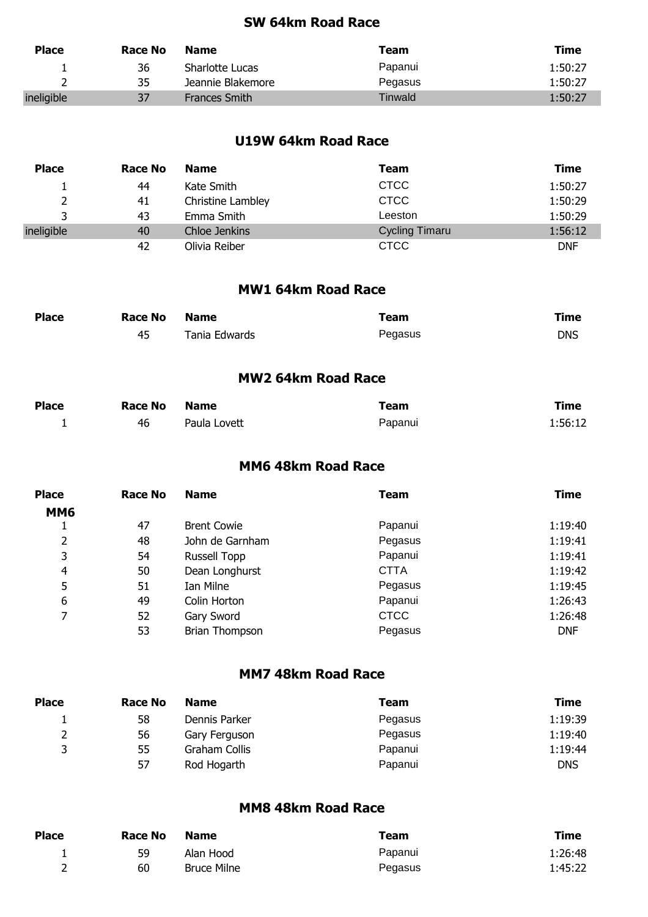## SW 64km Road Race

| Place | Race No | Name | Team | Time |
|---|---|---|---|---|
| 1 | 36 | Sharlotte Lucas | Papanui | 1:50:27 |
| 2 | 35 | Jeannie Blakemore | Pegasus | 1:50:27 |
| ineligible | 37 | Frances Smith | Tinwald | 1:50:27 |

## U19W 64km Road Race

| Place | Race No | Name | Team | Time |
|---|---|---|---|---|
| 1 | 44 | Kate Smith | CTCC | 1:50:27 |
| 2 | 41 | Christine Lambley | CTCC | 1:50:29 |
| 3 | 43 | Emma Smith | Leeston | 1:50:29 |
| ineligible | 40 | Chloe Jenkins | Cycling Timaru | 1:56:12 |
| | 42 | Olivia Reiber | CTCC | DNF |

## MW1 64km Road Race

| Place | Race No | Name | Team | Time |
|---|---|---|---|---|
| | 45 | Tania Edwards | Pegasus | DNS |

## MW2 64km Road Race

| Place | Race No | Name | Team | Time |
|---|---|---|---|---|
| 1 | 46 | Paula Lovett | Papanui | 1:56:12 |

## MM6 48km Road Race

| Place | Race No | Name | Team | Time |
|---|---|---|---|---|
| **MM6** | | | | |
| 1 | 47 | Brent Cowie | Papanui | 1:19:40 |
| 2 | 48 | John de Garnham | Pegasus | 1:19:41 |
| 3 | 54 | Russell Topp | Papanui | 1:19:41 |
| 4 | 50 | Dean Longhurst | CTTA | 1:19:42 |
| 5 | 51 | Ian Milne | Pegasus | 1:19:45 |
| 6 | 49 | Colin Horton | Papanui | 1:26:43 |
| 7 | 52 | Gary Sword | CTCC | 1:26:48 |
| | 53 | Brian Thompson | Pegasus | DNF |

## MM7 48km Road Race

| Place | Race No | Name | Team | Time |
|---|---|---|---|---|
| 1 | 58 | Dennis Parker | Pegasus | 1:19:39 |
| 2 | 56 | Gary Ferguson | Pegasus | 1:19:40 |
| 3 | 55 | Graham Collis | Papanui | 1:19:44 |
| | 57 | Rod Hogarth | Papanui | DNS |

## MM8 48km Road Race

| Place | Race No | Name | Team | Time |
|---|---|---|---|---|
| 1 | 59 | Alan Hood | Papanui | 1:26:48 |
| 2 | 60 | Bruce Milne | Pegasus | 1:45:22 |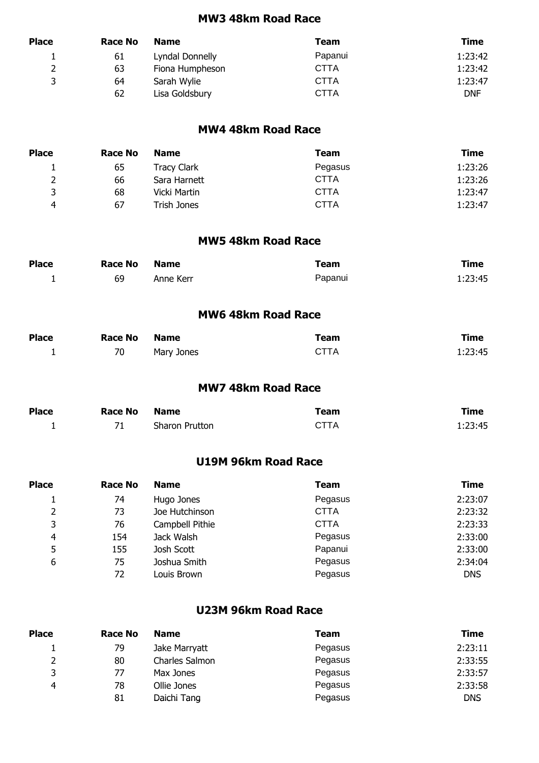### MW3 48km Road Race

| Place | Race No | Name | Team | Time |
|---|---|---|---|---|
| 1 | 61 | Lyndal Donnelly | Papanui | 1:23:42 |
| 2 | 63 | Fiona Humpheson | CTTA | 1:23:42 |
| 3 | 64 | Sarah Wylie | CTTA | 1:23:47 |
|  | 62 | Lisa Goldsbury | CTTA | DNF |

### MW4 48km Road Race

| Place | Race No | Name | Team | Time |
|---|---|---|---|---|
| 1 | 65 | Tracy Clark | Pegasus | 1:23:26 |
| 2 | 66 | Sara Harnett | CTTA | 1:23:26 |
| 3 | 68 | Vicki Martin | CTTA | 1:23:47 |
| 4 | 67 | Trish Jones | CTTA | 1:23:47 |

### MW5 48km Road Race

| Place | Race No | Name | Team | Time |
|---|---|---|---|---|
| 1 | 69 | Anne Kerr | Papanui | 1:23:45 |

### MW6 48km Road Race

| Place | Race No | Name | Team | Time |
|---|---|---|---|---|
| 1 | 70 | Mary Jones | CTTA | 1:23:45 |

### MW7 48km Road Race

| Place | Race No | Name | Team | Time |
|---|---|---|---|---|
| 1 | 71 | Sharon Prutton | CTTA | 1:23:45 |

### U19M 96km Road Race

| Place | Race No | Name | Team | Time |
|---|---|---|---|---|
| 1 | 74 | Hugo Jones | Pegasus | 2:23:07 |
| 2 | 73 | Joe Hutchinson | CTTA | 2:23:32 |
| 3 | 76 | Campbell Pithie | CTTA | 2:23:33 |
| 4 | 154 | Jack Walsh | Pegasus | 2:33:00 |
| 5 | 155 | Josh Scott | Papanui | 2:33:00 |
| 6 | 75 | Joshua Smith | Pegasus | 2:34:04 |
|  | 72 | Louis Brown | Pegasus | DNS |

### U23M 96km Road Race

| Place | Race No | Name | Team | Time |
|---|---|---|---|---|
| 1 | 79 | Jake Marryatt | Pegasus | 2:23:11 |
| 2 | 80 | Charles Salmon | Pegasus | 2:33:55 |
| 3 | 77 | Max Jones | Pegasus | 2:33:57 |
| 4 | 78 | Ollie Jones | Pegasus | 2:33:58 |
|  | 81 | Daichi Tang | Pegasus | DNS |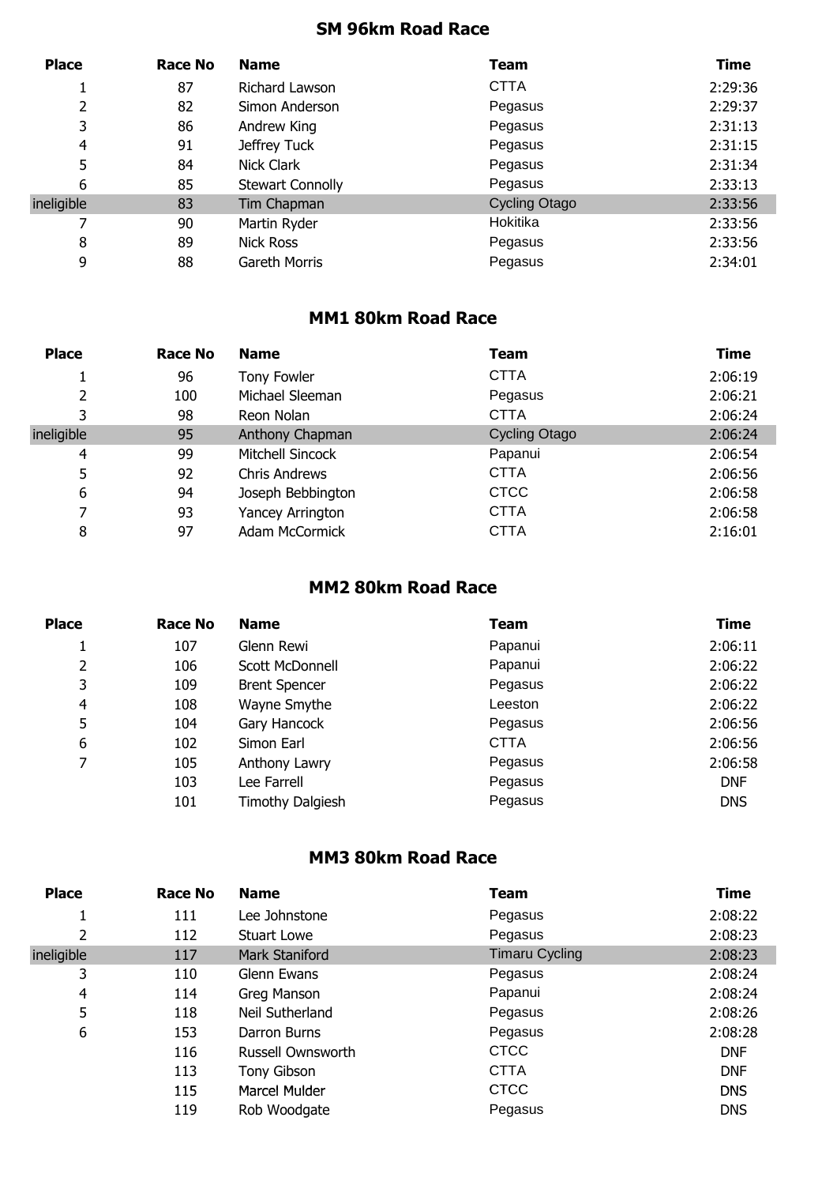## SM 96km Road Race

| Place | Race No | Name | Team | Time |
|---|---|---|---|---|
| 1 | 87 | Richard Lawson | CTTA | 2:29:36 |
| 2 | 82 | Simon Anderson | Pegasus | 2:29:37 |
| 3 | 86 | Andrew King | Pegasus | 2:31:13 |
| 4 | 91 | Jeffrey Tuck | Pegasus | 2:31:15 |
| 5 | 84 | Nick Clark | Pegasus | 2:31:34 |
| 6 | 85 | Stewart Connolly | Pegasus | 2:33:13 |
| ineligible | 83 | Tim Chapman | Cycling Otago | 2:33:56 |
| 7 | 90 | Martin Ryder | Hokitika | 2:33:56 |
| 8 | 89 | Nick Ross | Pegasus | 2:33:56 |
| 9 | 88 | Gareth Morris | Pegasus | 2:34:01 |

## MM1 80km Road Race

| Place | Race No | Name | Team | Time |
|---|---|---|---|---|
| 1 | 96 | Tony Fowler | CTTA | 2:06:19 |
| 2 | 100 | Michael Sleeman | Pegasus | 2:06:21 |
| 3 | 98 | Reon Nolan | CTTA | 2:06:24 |
| ineligible | 95 | Anthony Chapman | Cycling Otago | 2:06:24 |
| 4 | 99 | Mitchell Sincock | Papanui | 2:06:54 |
| 5 | 92 | Chris Andrews | CTTA | 2:06:56 |
| 6 | 94 | Joseph Bebbington | CTCC | 2:06:58 |
| 7 | 93 | Yancey Arrington | CTTA | 2:06:58 |
| 8 | 97 | Adam McCormick | CTTA | 2:16:01 |

## MM2 80km Road Race

| Place | Race No | Name | Team | Time |
|---|---|---|---|---|
| 1 | 107 | Glenn Rewi | Papanui | 2:06:11 |
| 2 | 106 | Scott McDonnell | Papanui | 2:06:22 |
| 3 | 109 | Brent Spencer | Pegasus | 2:06:22 |
| 4 | 108 | Wayne Smythe | Leeston | 2:06:22 |
| 5 | 104 | Gary Hancock | Pegasus | 2:06:56 |
| 6 | 102 | Simon Earl | CTTA | 2:06:56 |
| 7 | 105 | Anthony Lawry | Pegasus | 2:06:58 |
| | 103 | Lee Farrell | Pegasus | DNF |
| | 101 | Timothy Dalgiesh | Pegasus | DNS |

## MM3 80km Road Race

| Place | Race No | Name | Team | Time |
|---|---|---|---|---|
| 1 | 111 | Lee Johnstone | Pegasus | 2:08:22 |
| 2 | 112 | Stuart Lowe | Pegasus | 2:08:23 |
| ineligible | 117 | Mark Staniford | Timaru Cycling | 2:08:23 |
| 3 | 110 | Glenn Ewans | Pegasus | 2:08:24 |
| 4 | 114 | Greg Manson | Papanui | 2:08:24 |
| 5 | 118 | Neil Sutherland | Pegasus | 2:08:26 |
| 6 | 153 | Darron Burns | Pegasus | 2:08:28 |
| | 116 | Russell Ownsworth | CTCC | DNF |
| | 113 | Tony Gibson | CTTA | DNF |
| | 115 | Marcel Mulder | CTCC | DNS |
| | 119 | Rob Woodgate | Pegasus | DNS |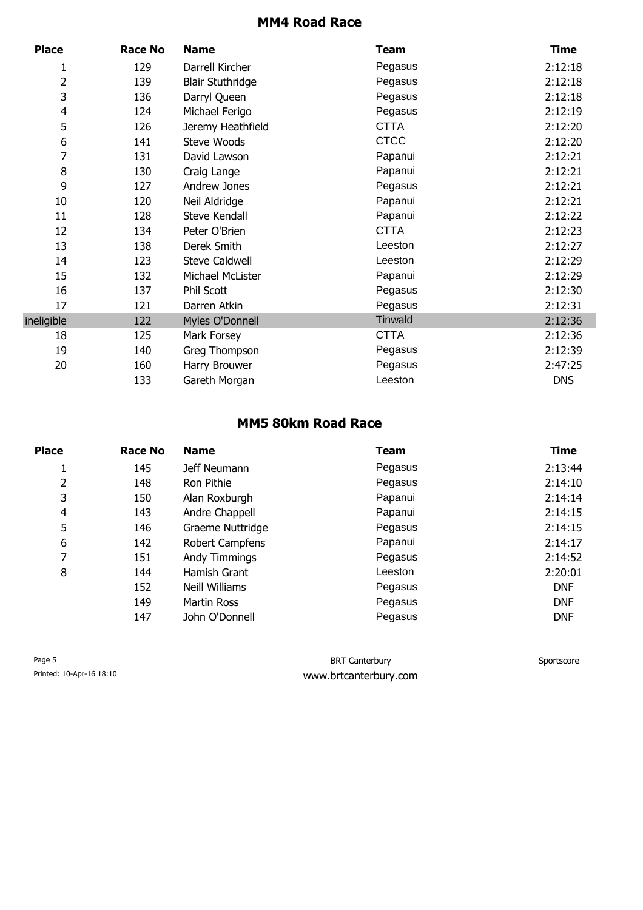## MM4 Road Race

| Place | Race No | Name | Team | Time |
|---|---|---|---|---|
| 1 | 129 | Darrell Kircher | Pegasus | 2:12:18 |
| 2 | 139 | Blair Stuthridge | Pegasus | 2:12:18 |
| 3 | 136 | Darryl Queen | Pegasus | 2:12:18 |
| 4 | 124 | Michael Ferigo | Pegasus | 2:12:19 |
| 5 | 126 | Jeremy Heathfield | CTTA | 2:12:20 |
| 6 | 141 | Steve Woods | CTCC | 2:12:20 |
| 7 | 131 | David Lawson | Papanui | 2:12:21 |
| 8 | 130 | Craig Lange | Papanui | 2:12:21 |
| 9 | 127 | Andrew Jones | Pegasus | 2:12:21 |
| 10 | 120 | Neil Aldridge | Papanui | 2:12:21 |
| 11 | 128 | Steve Kendall | Papanui | 2:12:22 |
| 12 | 134 | Peter O'Brien | CTTA | 2:12:23 |
| 13 | 138 | Derek Smith | Leeston | 2:12:27 |
| 14 | 123 | Steve Caldwell | Leeston | 2:12:29 |
| 15 | 132 | Michael McLister | Papanui | 2:12:29 |
| 16 | 137 | Phil Scott | Pegasus | 2:12:30 |
| 17 | 121 | Darren Atkin | Pegasus | 2:12:31 |
| ineligible | 122 | Myles O'Donnell | Tinwald | 2:12:36 |
| 18 | 125 | Mark Forsey | CTTA | 2:12:36 |
| 19 | 140 | Greg Thompson | Pegasus | 2:12:39 |
| 20 | 160 | Harry Brouwer | Pegasus | 2:47:25 |
| | 133 | Gareth Morgan | Leeston | DNS |

## MM5 80km Road Race

| Place | Race No | Name | Team | Time |
|---|---|---|---|---|
| 1 | 145 | Jeff Neumann | Pegasus | 2:13:44 |
| 2 | 148 | Ron Pithie | Pegasus | 2:14:10 |
| 3 | 150 | Alan Roxburgh | Papanui | 2:14:14 |
| 4 | 143 | Andre Chappell | Papanui | 2:14:15 |
| 5 | 146 | Graeme Nuttridge | Pegasus | 2:14:15 |
| 6 | 142 | Robert Campfens | Papanui | 2:14:17 |
| 7 | 151 | Andy Timmings | Pegasus | 2:14:52 |
| 8 | 144 | Hamish Grant | Leeston | 2:20:01 |
| | 152 | Neill Williams | Pegasus | DNF |
| | 149 | Martin Ross | Pegasus | DNF |
| | 147 | John O'Donnell | Pegasus | DNF |